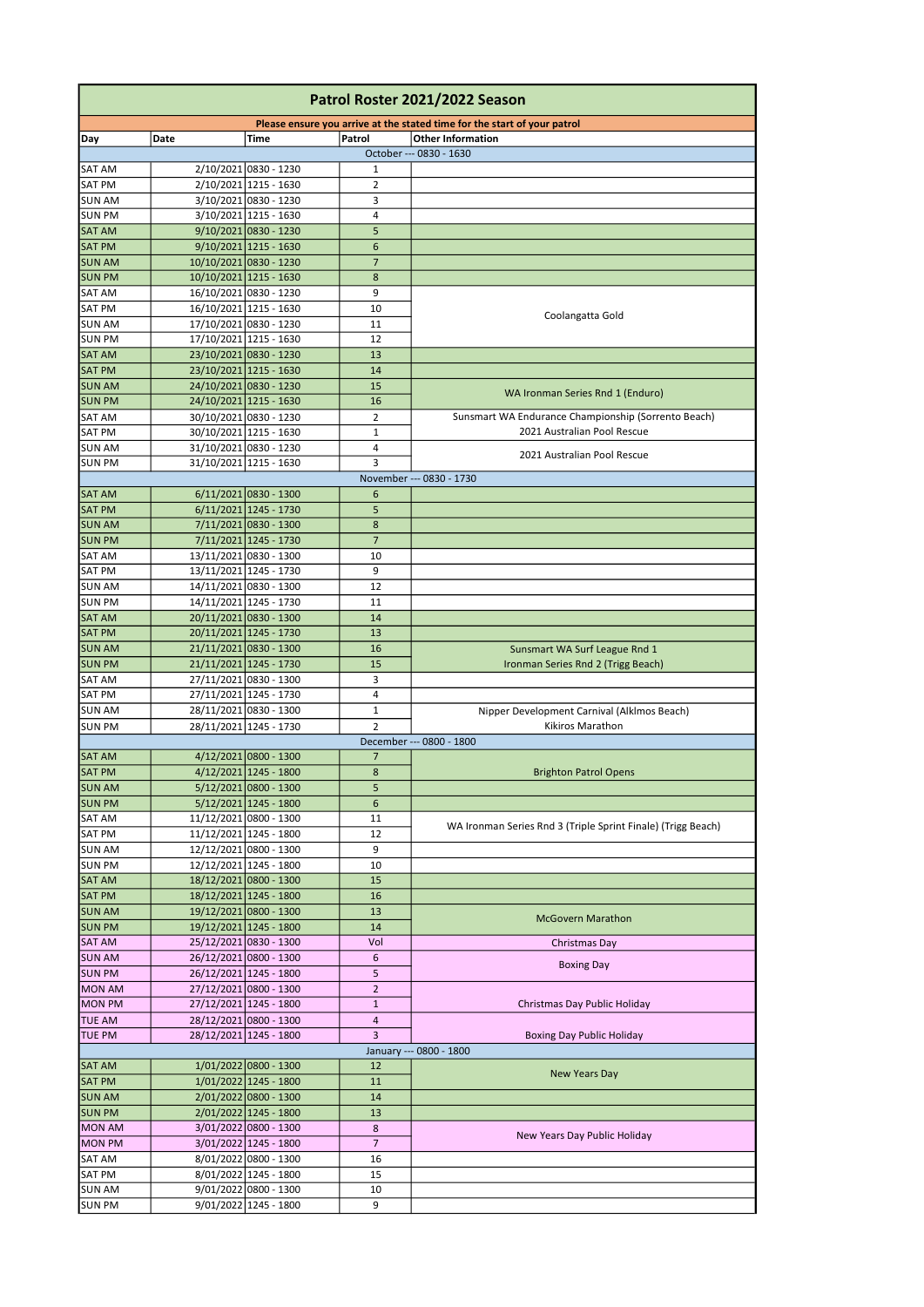# Patrol Roster 2021/2022 Season

**Please ensure you arrive at the stated time for the start of your patrol**

| Day | Date | Time | Patrol | Other Information |
|---|---|---|---|---|
| | | October --- 0830 - 1630 | | |
| SAT AM | 2/10/2021 | 0830 - 1230 | 1 | |
| SAT PM | 2/10/2021 | 1215 - 1630 | 2 | |
| SUN AM | 3/10/2021 | 0830 - 1230 | 3 | |
| SUN PM | 3/10/2021 | 1215 - 1630 | 4 | |
| SAT AM | 9/10/2021 | 0830 - 1230 | 5 | |
| SAT PM | 9/10/2021 | 1215 - 1630 | 6 | |
| SUN AM | 10/10/2021 | 0830 - 1230 | 7 | |
| SUN PM | 10/10/2021 | 1215 - 1630 | 8 | |
| SAT AM | 16/10/2021 | 0830 - 1230 | 9 | Coolangatta Gold |
| SAT PM | 16/10/2021 | 1215 - 1630 | 10 | |
| SUN AM | 17/10/2021 | 0830 - 1230 | 11 | |
| SUN PM | 17/10/2021 | 1215 - 1630 | 12 | |
| SAT AM | 23/10/2021 | 0830 - 1230 | 13 | |
| SAT PM | 23/10/2021 | 1215 - 1630 | 14 | |
| SUN AM | 24/10/2021 | 0830 - 1230 | 15 | WA Ironman Series Rnd 1 (Enduro) |
| SUN PM | 24/10/2021 | 1215 - 1630 | 16 | |
| SAT AM | 30/10/2021 | 0830 - 1230 | 2 | Sunsmart WA Endurance Championship (Sorrento Beach) |
| SAT PM | 30/10/2021 | 1215 - 1630 | 1 | 2021 Australian Pool Rescue |
| SUN AM | 31/10/2021 | 0830 - 1230 | 4 | 2021 Australian Pool Rescue |
| SUN PM | 31/10/2021 | 1215 - 1630 | 3 | |
| | | November --- 0830 - 1730 | | |
| SAT AM | 6/11/2021 | 0830 - 1300 | 6 | |
| SAT PM | 6/11/2021 | 1245 - 1730 | 5 | |
| SUN AM | 7/11/2021 | 0830 - 1300 | 8 | |
| SUN PM | 7/11/2021 | 1245 - 1730 | 7 | |
| SAT AM | 13/11/2021 | 0830 - 1300 | 10 | |
| SAT PM | 13/11/2021 | 1245 - 1730 | 9 | |
| SUN AM | 14/11/2021 | 0830 - 1300 | 12 | |
| SUN PM | 14/11/2021 | 1245 - 1730 | 11 | |
| SAT AM | 20/11/2021 | 0830 - 1300 | 14 | |
| SAT PM | 20/11/2021 | 1245 - 1730 | 13 | |
| SUN AM | 21/11/2021 | 0830 - 1300 | 16 | Sunsmart WA Surf League Rnd 1 |
| SUN PM | 21/11/2021 | 1245 - 1730 | 15 | Ironman Series Rnd 2 (Trigg Beach) |
| SAT AM | 27/11/2021 | 0830 - 1300 | 3 | |
| SAT PM | 27/11/2021 | 1245 - 1730 | 4 | |
| SUN AM | 28/11/2021 | 0830 - 1300 | 1 | Nipper Development Carnival (Alklmos Beach) |
| SUN PM | 28/11/2021 | 1245 - 1730 | 2 | Kikiros Marathon |
| | | December --- 0800 - 1800 | | |
| SAT AM | 4/12/2021 | 0800 - 1300 | 7 | Brighton Patrol Opens |
| SAT PM | 4/12/2021 | 1245 - 1800 | 8 | |
| SUN AM | 5/12/2021 | 0800 - 1300 | 5 | |
| SUN PM | 5/12/2021 | 1245 - 1800 | 6 | |
| SAT AM | 11/12/2021 | 0800 - 1300 | 11 | WA Ironman Series Rnd 3 (Triple Sprint Finale) (Trigg Beach) |
| SAT PM | 11/12/2021 | 1245 - 1800 | 12 | |
| SUN AM | 12/12/2021 | 0800 - 1300 | 9 | |
| SUN PM | 12/12/2021 | 1245 - 1800 | 10 | |
| SAT AM | 18/12/2021 | 0800 - 1300 | 15 | |
| SAT PM | 18/12/2021 | 1245 - 1800 | 16 | |
| SUN AM | 19/12/2021 | 0800 - 1300 | 13 | McGovern Marathon |
| SUN PM | 19/12/2021 | 1245 - 1800 | 14 | |
| SAT AM | 25/12/2021 | 0830 - 1300 | Vol | Christmas Day |
| SUN AM | 26/12/2021 | 0800 - 1300 | 6 | Boxing Day |
| SUN PM | 26/12/2021 | 1245 - 1800 | 5 | |
| MON AM | 27/12/2021 | 0800 - 1300 | 2 | Christmas Day Public Holiday |
| MON PM | 27/12/2021 | 1245 - 1800 | 1 | |
| TUE AM | 28/12/2021 | 0800 - 1300 | 4 | Boxing Day Public Holiday |
| TUE PM | 28/12/2021 | 1245 - 1800 | 3 | |
| | | January --- 0800 - 1800 | | |
| SAT AM | 1/01/2022 | 0800 - 1300 | 12 | New Years Day |
| SAT PM | 1/01/2022 | 1245 - 1800 | 11 | |
| SUN AM | 2/01/2022 | 0800 - 1300 | 14 | |
| SUN PM | 2/01/2022 | 1245 - 1800 | 13 | |
| MON AM | 3/01/2022 | 0800 - 1300 | 8 | New Years Day Public Holiday |
| MON PM | 3/01/2022 | 1245 - 1800 | 7 | |
| SAT AM | 8/01/2022 | 0800 - 1300 | 16 | |
| SAT PM | 8/01/2022 | 1245 - 1800 | 15 | |
| SUN AM | 9/01/2022 | 0800 - 1300 | 10 | |
| SUN PM | 9/01/2022 | 1245 - 1800 | 9 | |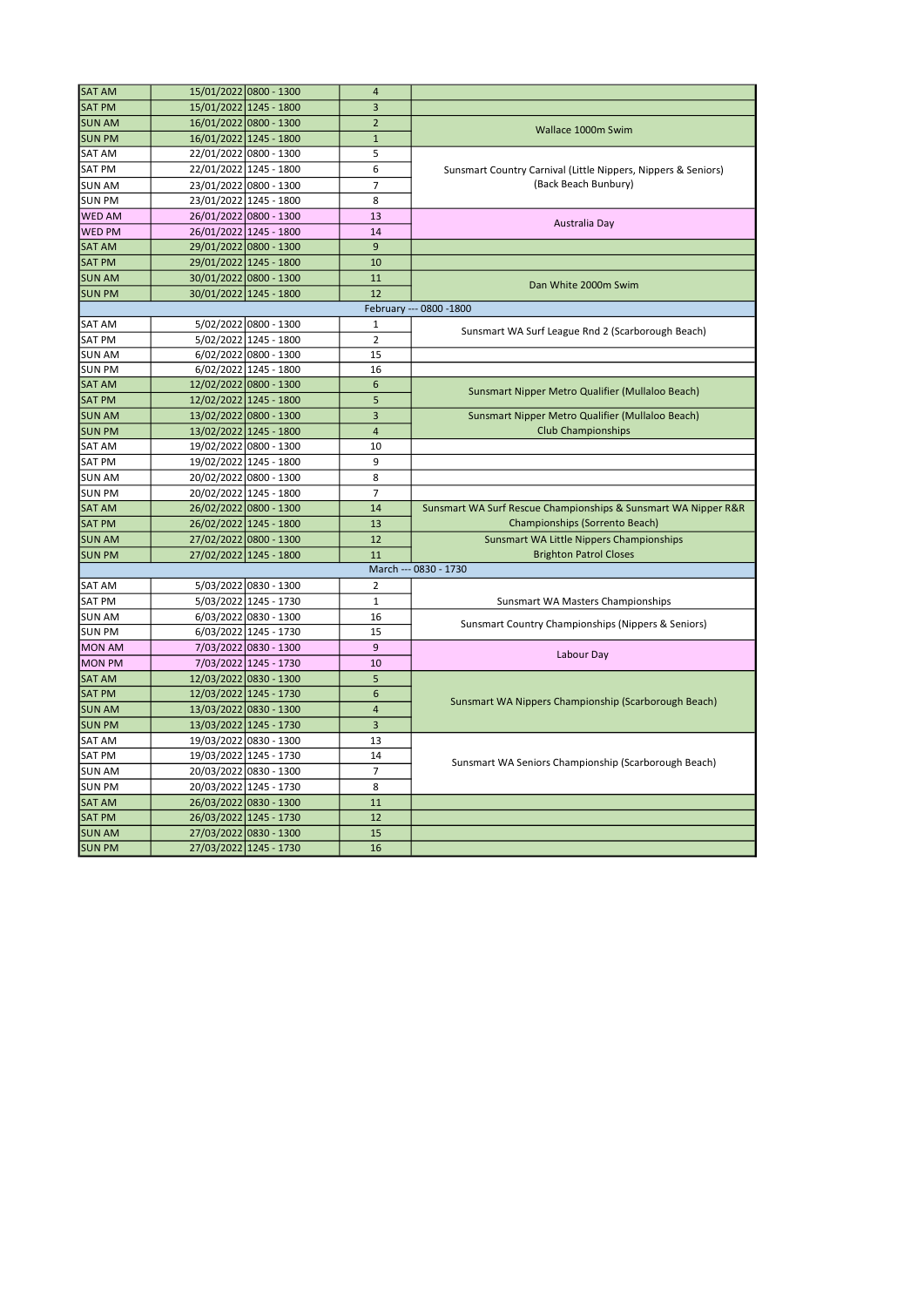| | | | | |
|---|---|---|---|---|
| SAT AM | 15/01/2022 | 0800 - 1300 | 4 | |
| SAT PM | 15/01/2022 | 1245 - 1800 | 3 | |
| SUN AM | 16/01/2022 | 0800 - 1300 | 2 | Wallace 1000m Swim |
| SUN PM | 16/01/2022 | 1245 - 1800 | 1 | |
| SAT AM | 22/01/2022 | 0800 - 1300 | 5 | Sunsmart Country Carnival (Little Nippers, Nippers & Seniors) (Back Beach Bunbury) |
| SAT PM | 22/01/2022 | 1245 - 1800 | 6 | |
| SUN AM | 23/01/2022 | 0800 - 1300 | 7 | |
| SUN PM | 23/01/2022 | 1245 - 1800 | 8 | |
| WED AM | 26/01/2022 | 0800 - 1300 | 13 | Australia Day |
| WED PM | 26/01/2022 | 1245 - 1800 | 14 | |
| SAT AM | 29/01/2022 | 0800 - 1300 | 9 | |
| SAT PM | 29/01/2022 | 1245 - 1800 | 10 | |
| SUN AM | 30/01/2022 | 0800 - 1300 | 11 | Dan White 2000m Swim |
| SUN PM | 30/01/2022 | 1245 - 1800 | 12 | |
| February --- 0800 -1800 | | | | |
| SAT AM | 5/02/2022 | 0800 - 1300 | 1 | Sunsmart WA Surf League Rnd 2 (Scarborough Beach) |
| SAT PM | 5/02/2022 | 1245 - 1800 | 2 | |
| SUN AM | 6/02/2022 | 0800 - 1300 | 15 | |
| SUN PM | 6/02/2022 | 1245 - 1800 | 16 | |
| SAT AM | 12/02/2022 | 0800 - 1300 | 6 | Sunsmart Nipper Metro Qualifier (Mullaloo Beach) |
| SAT PM | 12/02/2022 | 1245 - 1800 | 5 | |
| SUN AM | 13/02/2022 | 0800 - 1300 | 3 | Sunsmart Nipper Metro Qualifier (Mullaloo Beach) |
| SUN PM | 13/02/2022 | 1245 - 1800 | 4 | Club Championships |
| SAT AM | 19/02/2022 | 0800 - 1300 | 10 | |
| SAT PM | 19/02/2022 | 1245 - 1800 | 9 | |
| SUN AM | 20/02/2022 | 0800 - 1300 | 8 | |
| SUN PM | 20/02/2022 | 1245 - 1800 | 7 | |
| SAT AM | 26/02/2022 | 0800 - 1300 | 14 | Sunsmart WA Surf Rescue Championships & Sunsmart WA Nipper R&R |
| SAT PM | 26/02/2022 | 1245 - 1800 | 13 | Championships (Sorrento Beach) |
| SUN AM | 27/02/2022 | 0800 - 1300 | 12 | Sunsmart WA Little Nippers Championships |
| SUN PM | 27/02/2022 | 1245 - 1800 | 11 | Brighton Patrol Closes |
| March --- 0830 - 1730 | | | | |
| SAT AM | 5/03/2022 | 0830 - 1300 | 2 | Sunsmart WA Masters Championships |
| SAT PM | 5/03/2022 | 1245 - 1730 | 1 | |
| SUN AM | 6/03/2022 | 0830 - 1300 | 16 | Sunsmart Country Championships (Nippers & Seniors) |
| SUN PM | 6/03/2022 | 1245 - 1730 | 15 | |
| MON AM | 7/03/2022 | 0830 - 1300 | 9 | Labour Day |
| MON PM | 7/03/2022 | 1245 - 1730 | 10 | |
| SAT AM | 12/03/2022 | 0830 - 1300 | 5 | Sunsmart WA Nippers Championship (Scarborough Beach) |
| SAT PM | 12/03/2022 | 1245 - 1730 | 6 | |
| SUN AM | 13/03/2022 | 0830 - 1300 | 4 | |
| SUN PM | 13/03/2022 | 1245 - 1730 | 3 | |
| SAT AM | 19/03/2022 | 0830 - 1300 | 13 | Sunsmart WA Seniors Championship (Scarborough Beach) |
| SAT PM | 19/03/2022 | 1245 - 1730 | 14 | |
| SUN AM | 20/03/2022 | 0830 - 1300 | 7 | |
| SUN PM | 20/03/2022 | 1245 - 1730 | 8 | |
| SAT AM | 26/03/2022 | 0830 - 1300 | 11 | |
| SAT PM | 26/03/2022 | 1245 - 1730 | 12 | |
| SUN AM | 27/03/2022 | 0830 - 1300 | 15 | |
| SUN PM | 27/03/2022 | 1245 - 1730 | 16 | |